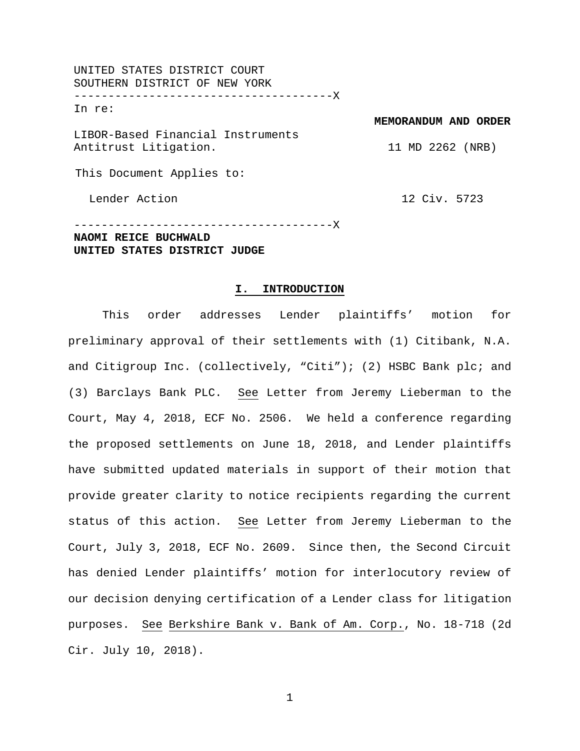UNITED STATES DISTRICT COURT
SOUTHERN DISTRICT OF NEW YORK
--------------------------------------X
In re:

LIBOR-Based Financial Instruments Antitrust Litigation.

This Document Applies to:

Lender Action

--------------------------------------X

**MEMORANDUM AND ORDER**

11 MD 2262 (NRB)

12 Civ. 5723

**NAOMI REICE BUCHWALD**
**UNITED STATES DISTRICT JUDGE**

## I. INTRODUCTION

This order addresses Lender plaintiffs' motion for preliminary approval of their settlements with (1) Citibank, N.A. and Citigroup Inc. (collectively, "Citi"); (2) HSBC Bank plc; and (3) Barclays Bank PLC. See Letter from Jeremy Lieberman to the Court, May 4, 2018, ECF No. 2506. We held a conference regarding the proposed settlements on June 18, 2018, and Lender plaintiffs have submitted updated materials in support of their motion that provide greater clarity to notice recipients regarding the current status of this action. See Letter from Jeremy Lieberman to the Court, July 3, 2018, ECF No. 2609. Since then, the Second Circuit has denied Lender plaintiffs' motion for interlocutory review of our decision denying certification of a Lender class for litigation purposes. See Berkshire Bank v. Bank of Am. Corp., No. 18-718 (2d Cir. July 10, 2018).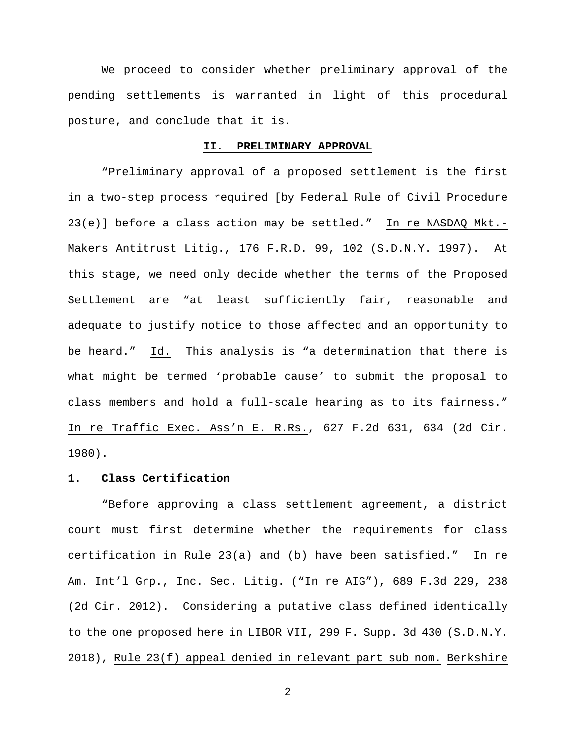We proceed to consider whether preliminary approval of the pending settlements is warranted in light of this procedural posture, and conclude that it is.

## II. PRELIMINARY APPROVAL

"Preliminary approval of a proposed settlement is the first in a two-step process required [by Federal Rule of Civil Procedure 23(e)] before a class action may be settled." In re NASDAQ Mkt.-Makers Antitrust Litig., 176 F.R.D. 99, 102 (S.D.N.Y. 1997). At this stage, we need only decide whether the terms of the Proposed Settlement are "at least sufficiently fair, reasonable and adequate to justify notice to those affected and an opportunity to be heard." Id. This analysis is "a determination that there is what might be termed 'probable cause' to submit the proposal to class members and hold a full-scale hearing as to its fairness." In re Traffic Exec. Ass'n E. R.Rs., 627 F.2d 631, 634 (2d Cir. 1980).

### 1. Class Certification

"Before approving a class settlement agreement, a district court must first determine whether the requirements for class certification in Rule 23(a) and (b) have been satisfied." In re Am. Int'l Grp., Inc. Sec. Litig. ("In re AIG"), 689 F.3d 229, 238 (2d Cir. 2012). Considering a putative class defined identically to the one proposed here in LIBOR VII, 299 F. Supp. 3d 430 (S.D.N.Y. 2018), Rule 23(f) appeal denied in relevant part sub nom. Berkshire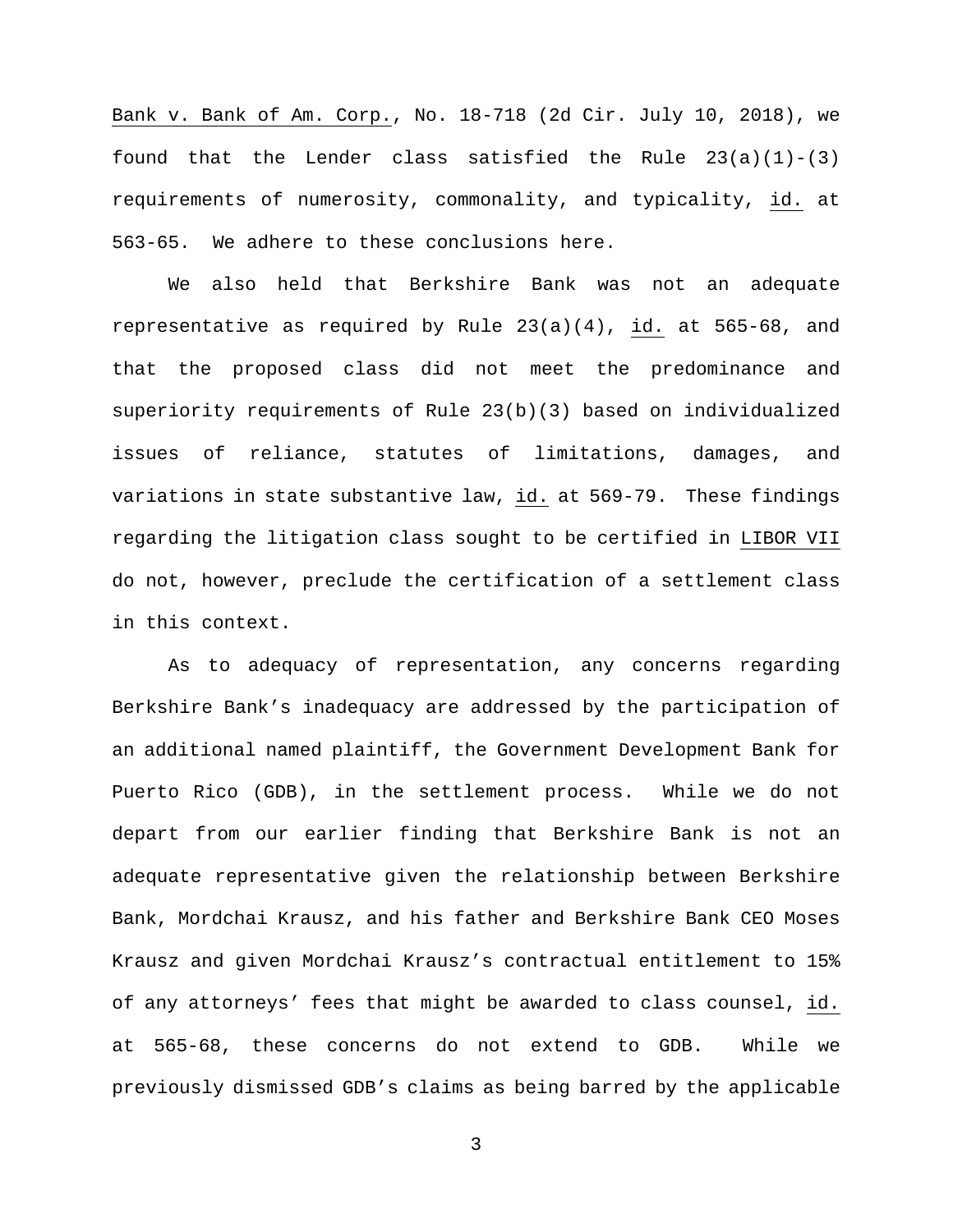Bank v. Bank of Am. Corp., No. 18-718 (2d Cir. July 10, 2018), we found that the Lender class satisfied the Rule 23(a)(1)-(3) requirements of numerosity, commonality, and typicality, id. at 563-65. We adhere to these conclusions here.

We also held that Berkshire Bank was not an adequate representative as required by Rule 23(a)(4), id. at 565-68, and that the proposed class did not meet the predominance and superiority requirements of Rule 23(b)(3) based on individualized issues of reliance, statutes of limitations, damages, and variations in state substantive law, id. at 569-79. These findings regarding the litigation class sought to be certified in LIBOR VII do not, however, preclude the certification of a settlement class in this context.

As to adequacy of representation, any concerns regarding Berkshire Bank's inadequacy are addressed by the participation of an additional named plaintiff, the Government Development Bank for Puerto Rico (GDB), in the settlement process. While we do not depart from our earlier finding that Berkshire Bank is not an adequate representative given the relationship between Berkshire Bank, Mordchai Krausz, and his father and Berkshire Bank CEO Moses Krausz and given Mordchai Krausz's contractual entitlement to 15% of any attorneys' fees that might be awarded to class counsel, id. at 565-68, these concerns do not extend to GDB. While we previously dismissed GDB's claims as being barred by the applicable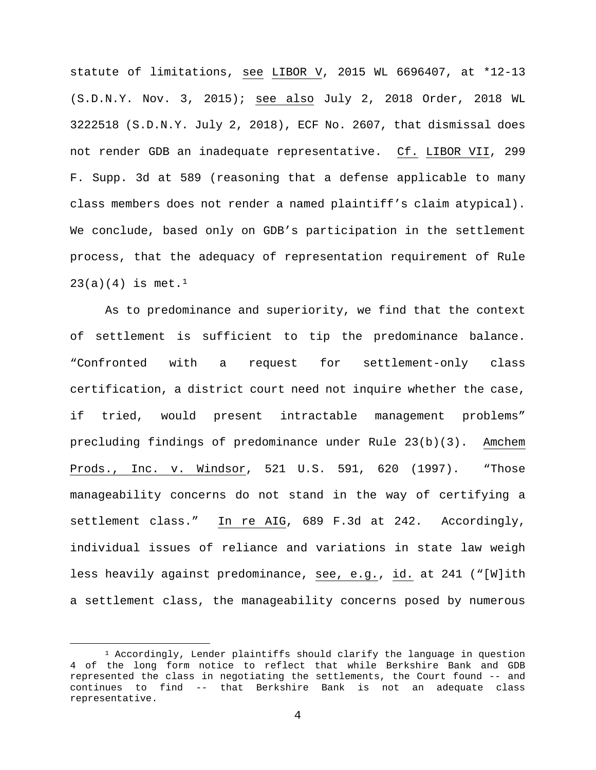statute of limitations, see LIBOR V, 2015 WL 6696407, at *12-13 (S.D.N.Y. Nov. 3, 2015); see also July 2, 2018 Order, 2018 WL 3222518 (S.D.N.Y. July 2, 2018), ECF No. 2607, that dismissal does not render GDB an inadequate representative. Cf. LIBOR VII, 299 F. Supp. 3d at 589 (reasoning that a defense applicable to many class members does not render a named plaintiff's claim atypical). We conclude, based only on GDB's participation in the settlement process, that the adequacy of representation requirement of Rule 23(a)(4) is met.[1]

As to predominance and superiority, we find that the context of settlement is sufficient to tip the predominance balance. "Confronted with a request for settlement-only class certification, a district court need not inquire whether the case, if tried, would present intractable management problems" precluding findings of predominance under Rule 23(b)(3). Amchem Prods., Inc. v. Windsor, 521 U.S. 591, 620 (1997). "Those manageability concerns do not stand in the way of certifying a settlement class." In re AIG, 689 F.3d at 242. Accordingly, individual issues of reliance and variations in state law weigh less heavily against predominance, see, e.g., id. at 241 ("[W]ith a settlement class, the manageability concerns posed by numerous

[1] Accordingly, Lender plaintiffs should clarify the language in question 4 of the long form notice to reflect that while Berkshire Bank and GDB represented the class in negotiating the settlements, the Court found -- and continues to find -- that Berkshire Bank is not an adequate class representative.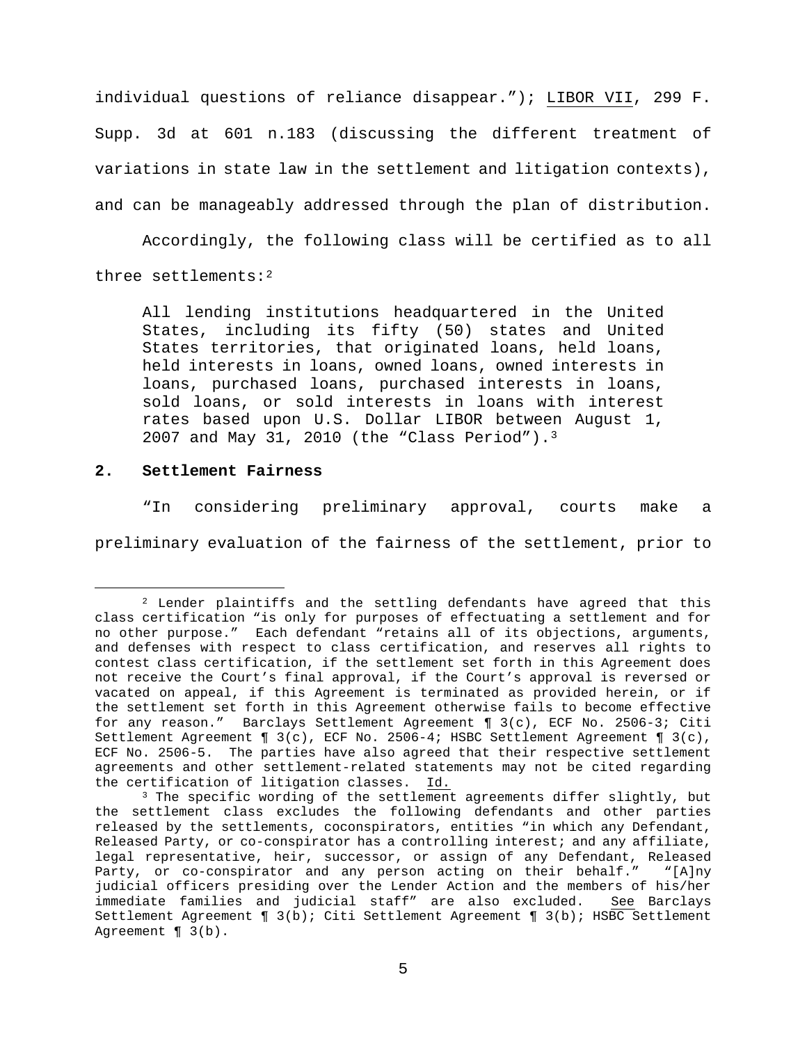individual questions of reliance disappear."); LIBOR VII, 299 F. Supp. 3d at 601 n.183 (discussing the different treatment of variations in state law in the settlement and litigation contexts), and can be manageably addressed through the plan of distribution.

Accordingly, the following class will be certified as to all three settlements:[2]

> All lending institutions headquartered in the United States, including its fifty (50) states and United States territories, that originated loans, held loans, held interests in loans, owned loans, owned interests in loans, purchased loans, purchased interests in loans, sold loans, or sold interests in loans with interest rates based upon U.S. Dollar LIBOR between August 1, 2007 and May 31, 2010 (the "Class Period").[3]

**2. Settlement Fairness**

"In considering preliminary approval, courts make a preliminary evaluation of the fairness of the settlement, prior to

---

[2] Lender plaintiffs and the settling defendants have agreed that this class certification "is only for purposes of effectuating a settlement and for no other purpose." Each defendant "retains all of its objections, arguments, and defenses with respect to class certification, and reserves all rights to contest class certification, if the settlement set forth in this Agreement does not receive the Court's final approval, if the Court's approval is reversed or vacated on appeal, if this Agreement is terminated as provided herein, or if the settlement set forth in this Agreement otherwise fails to become effective for any reason." Barclays Settlement Agreement ¶ 3(c), ECF No. 2506-3; Citi Settlement Agreement ¶ 3(c), ECF No. 2506-4; HSBC Settlement Agreement ¶ 3(c), ECF No. 2506-5. The parties have also agreed that their respective settlement agreements and other settlement-related statements may not be cited regarding the certification of litigation classes. Id.

[3] The specific wording of the settlement agreements differ slightly, but the settlement class excludes the following defendants and other parties released by the settlements, coconspirators, entities "in which any Defendant, Released Party, or co-conspirator has a controlling interest; and any affiliate, legal representative, heir, successor, or assign of any Defendant, Released Party, or co-conspirator and any person acting on their behalf." "[A]ny judicial officers presiding over the Lender Action and the members of his/her immediate families and judicial staff" are also excluded. See Barclays Settlement Agreement ¶ 3(b); Citi Settlement Agreement ¶ 3(b); HSBC Settlement Agreement ¶ 3(b).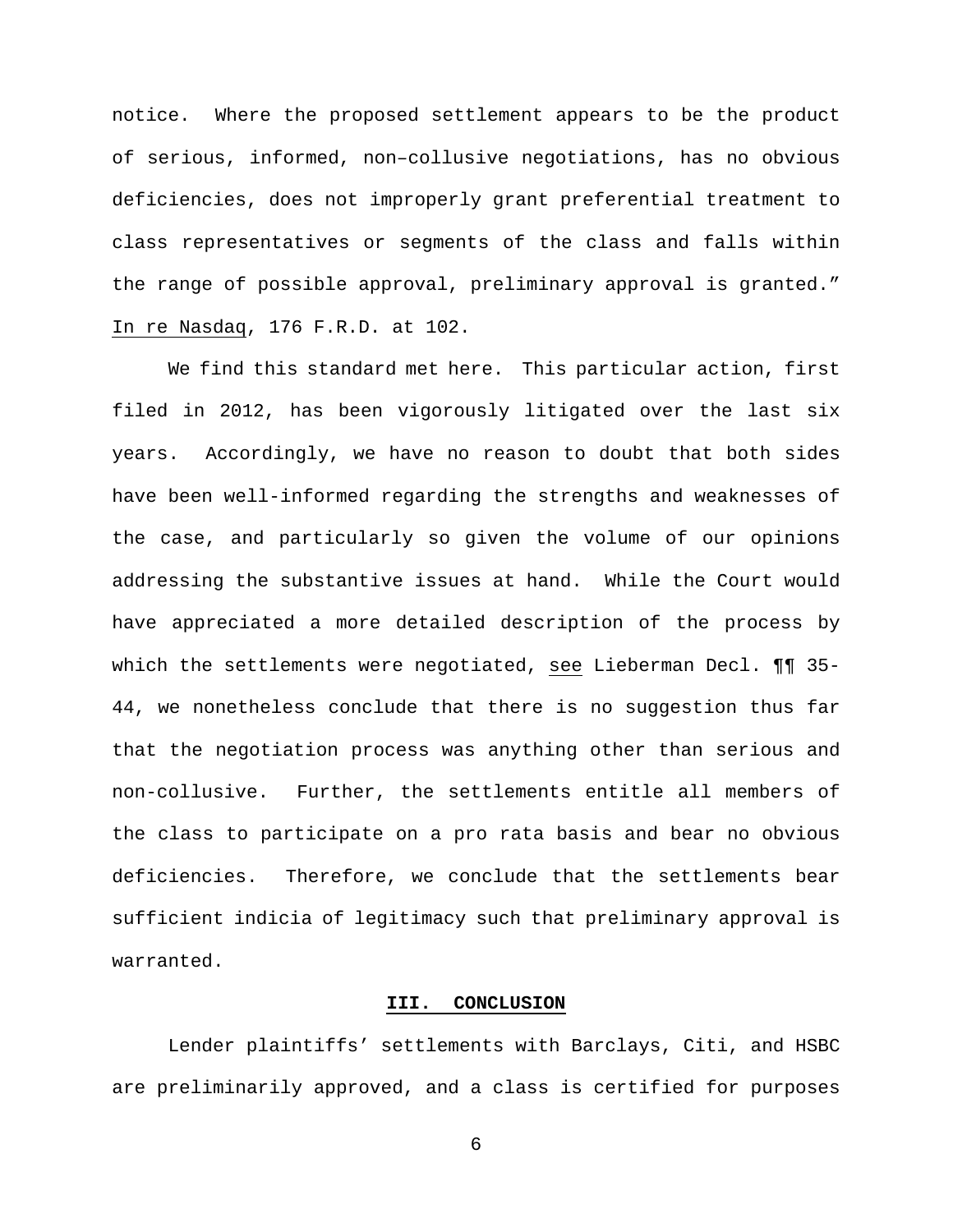notice. Where the proposed settlement appears to be the product of serious, informed, non–collusive negotiations, has no obvious deficiencies, does not improperly grant preferential treatment to class representatives or segments of the class and falls within the range of possible approval, preliminary approval is granted." In re Nasdaq, 176 F.R.D. at 102.

We find this standard met here. This particular action, first filed in 2012, has been vigorously litigated over the last six years. Accordingly, we have no reason to doubt that both sides have been well-informed regarding the strengths and weaknesses of the case, and particularly so given the volume of our opinions addressing the substantive issues at hand. While the Court would have appreciated a more detailed description of the process by which the settlements were negotiated, see Lieberman Decl. ¶¶ 35-44, we nonetheless conclude that there is no suggestion thus far that the negotiation process was anything other than serious and non-collusive. Further, the settlements entitle all members of the class to participate on a pro rata basis and bear no obvious deficiencies. Therefore, we conclude that the settlements bear sufficient indicia of legitimacy such that preliminary approval is warranted.

## III. CONCLUSION

Lender plaintiffs' settlements with Barclays, Citi, and HSBC are preliminarily approved, and a class is certified for purposes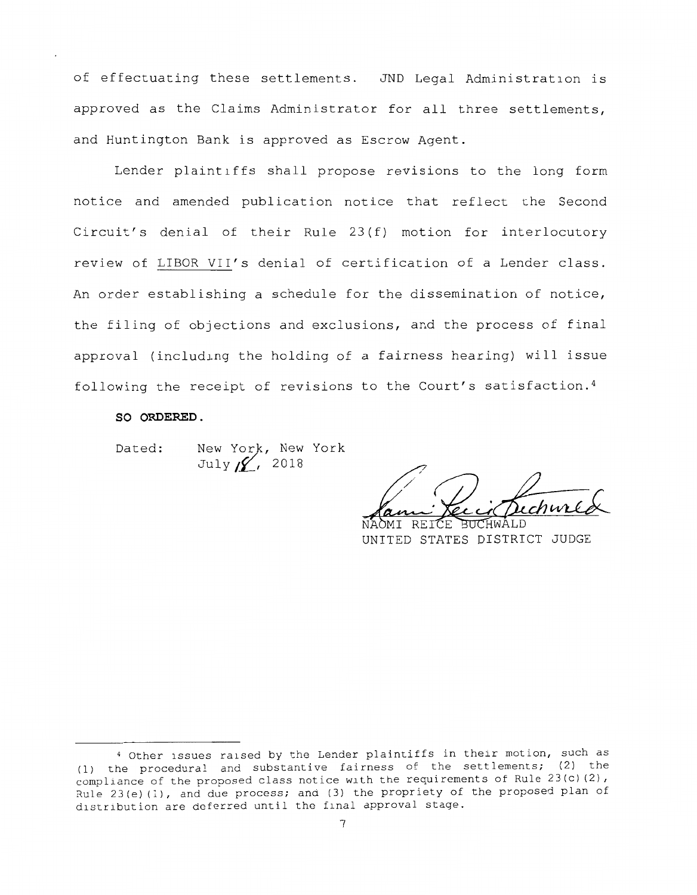of effectuating these settlements. JND Legal Administration is approved as the Claims Administrator for all three settlements, and Huntington Bank is approved as Escrow Agent.

Lender plaintiffs shall propose revisions to the long form notice and amended publication notice that reflect the Second Circuit's denial of their Rule 23(f) motion for interlocutory review of LIBOR VII's denial of certification of a Lender class. An order establishing a schedule for the dissemination of notice, the filing of objections and exclusions, and the process of final approval (including the holding of a fairness hearing) will issue following the receipt of revisions to the Court's satisfaction.[4]

**SO ORDERED.**

Dated: New York, New York
July 18, 2018

NAOMI REICE BUCHWALD
UNITED STATES DISTRICT JUDGE

---

[4] Other issues raised by the Lender plaintiffs in their motion, such as (1) the procedural and substantive fairness of the settlements; (2) the compliance of the proposed class notice with the requirements of Rule 23(c)(2), Rule 23(e)(1), and due process; and (3) the propriety of the proposed plan of distribution are deferred until the final approval stage.